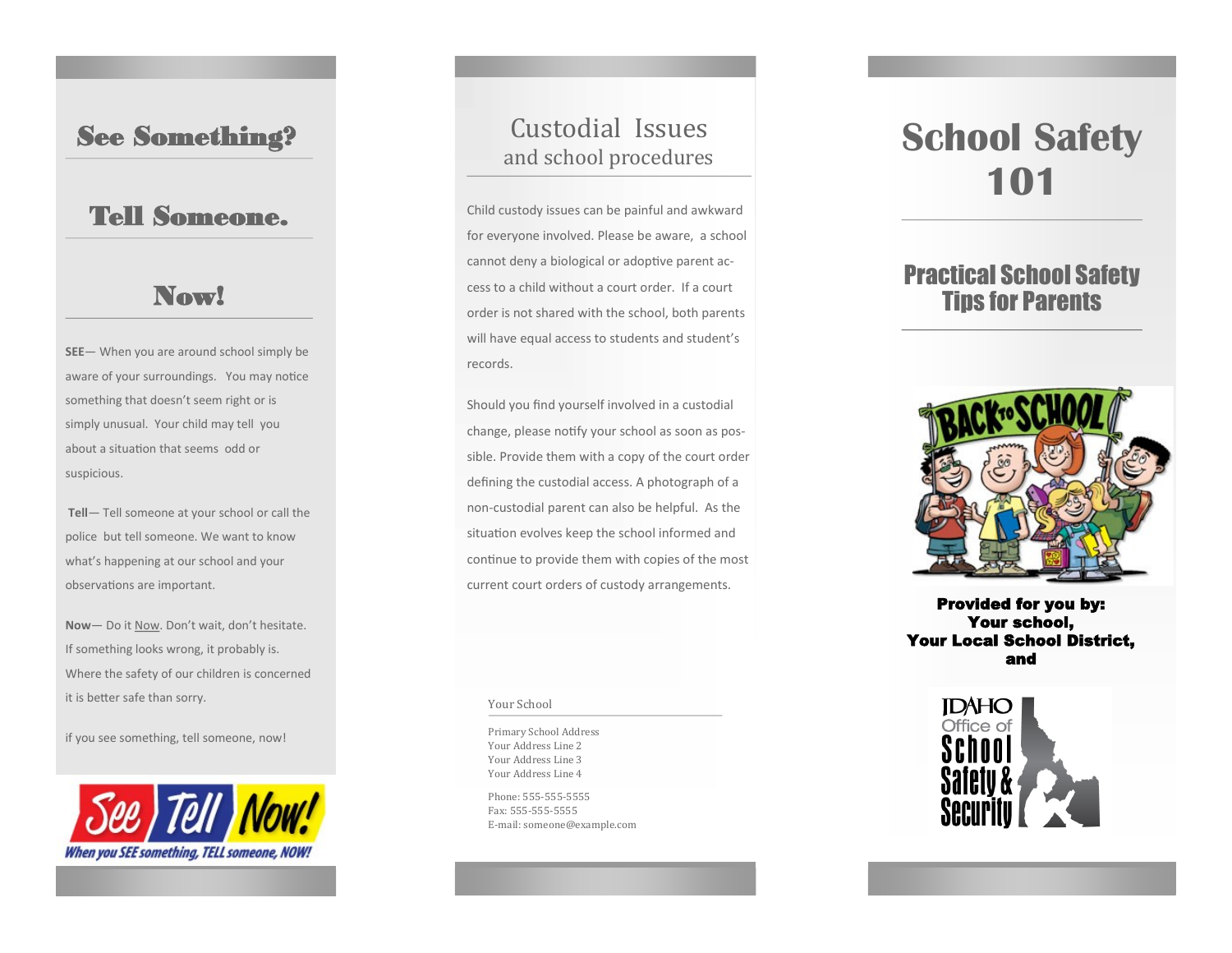# See Something?

# Tell Someone.

# Now!

**SEE**— When you are around school simply be aware of your surroundings. You may notice something that doesn't seem right or is simply unusual. Your child may tell you about a situation that seems odd or suspicious.

**Tell**— Tell someone at your school or call the police but tell someone. We want to know what's happening at our school and your observations are important.

**Now**— Do it Now. Don't wait, don't hesitate. If something looks wrong, it probably is. Where the safety of our children is concerned it is better safe than sorry.

if you see something, tell someone, now!

See Tell Now!

*When you SEE something, TELL someone, NOW!*

## Custodial Issues and school procedures

Child custody issues can be painful and awkward for everyone involved. Please be aware, a school cannot deny a biological or adoptive parent access to a child without a court order. If a court order is not shared with the school, both parents will have equal access to students and student's records.

Should you find yourself involved in a custodial change, please notify your school as soon as possible. Provide them with a copy of the court order defining the custodial access. A photograph of a non-custodial parent can also be helpful. As the situation evolves keep the school informed and continue to provide them with copies of the most current court orders of custody arrangements.

Your School

Primary School Address
Your Address Line 2
Your Address Line 3
Your Address Line 4

Phone: 555-555-5555
Fax: 555-555-5555
E-mail: someone@example.com

# School Safety 101

## Practical School Safety Tips for Parents

BACK TO SCHOOL

**Provided for you by:**
**Your school,**
**Your Local School District,**
**and**

IDAHO Office of School Safety & Security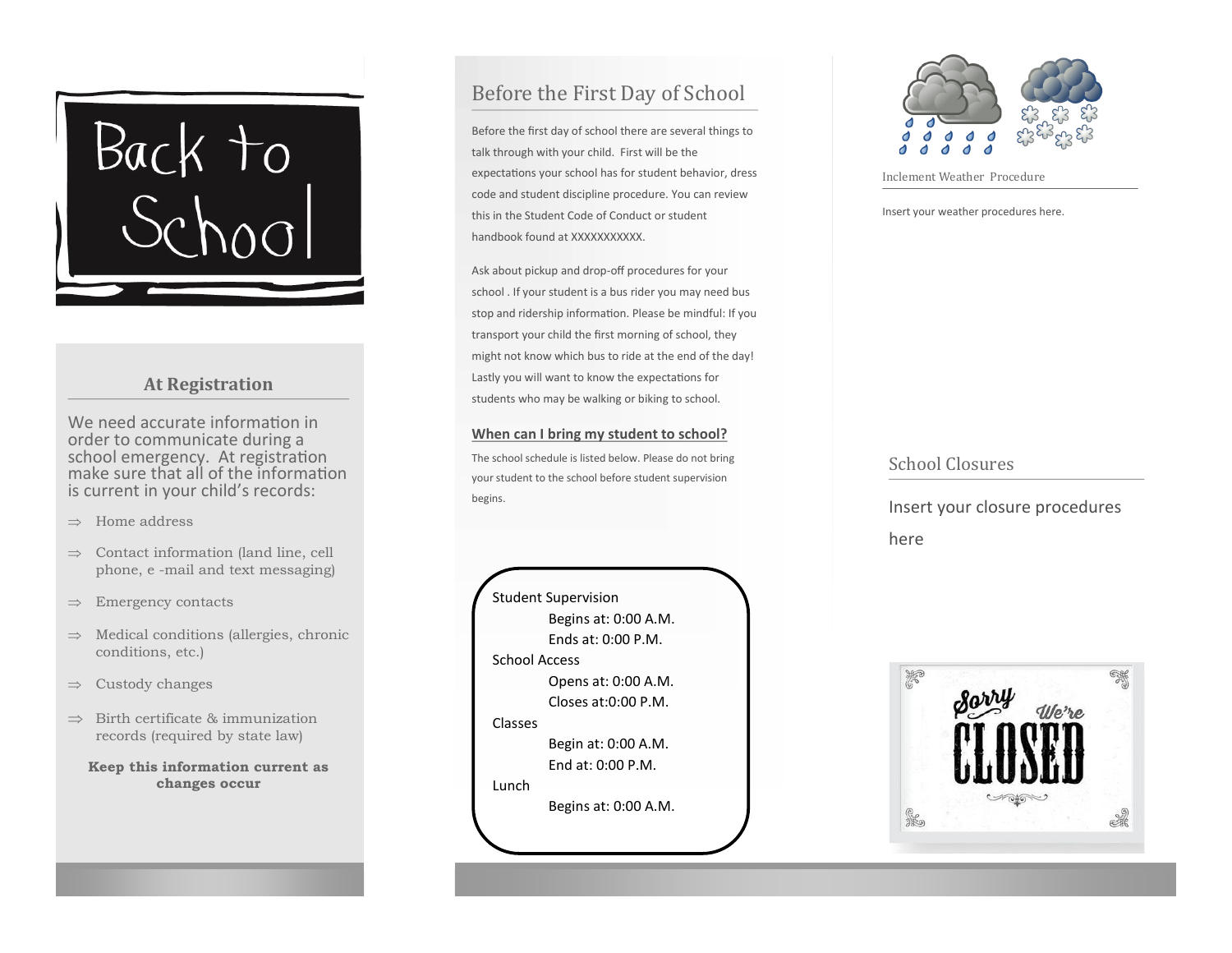# Back to School

## At Registration

We need accurate information in order to communicate during a school emergency. At registration make sure that all of the information is current in your child's records:

- ⇒ Home address
- ⇒ Contact information (land line, cell phone, e -mail and text messaging)
- ⇒ Emergency contacts
- ⇒ Medical conditions (allergies, chronic conditions, etc.)
- ⇒ Custody changes
- ⇒ Birth certificate & immunization records (required by state law)

**Keep this information current as changes occur**

## Before the First Day of School

Before the first day of school there are several things to talk through with your child. First will be the expectations your school has for student behavior, dress code and student discipline procedure. You can review this in the Student Code of Conduct or student handbook found at XXXXXXXXXXX.

Ask about pickup and drop-off procedures for your school . If your student is a bus rider you may need bus stop and ridership information. Please be mindful: If you transport your child the first morning of school, they might not know which bus to ride at the end of the day! Lastly you will want to know the expectations for students who may be walking or biking to school.

### When can I bring my student to school?

The school schedule is listed below. Please do not bring your student to the school before student supervision begins.

Student Supervision
- Begins at: 0:00 A.M.
- Ends at: 0:00 P.M.

School Access
- Opens at: 0:00 A.M.
- Closes at:0:00 P.M.

Classes
- Begin at: 0:00 A.M.
- End at: 0:00 P.M.

Lunch
- Begins at: 0:00 A.M.

## Inclement Weather Procedure

Insert your weather procedures here.

## School Closures

Insert your closure procedures here